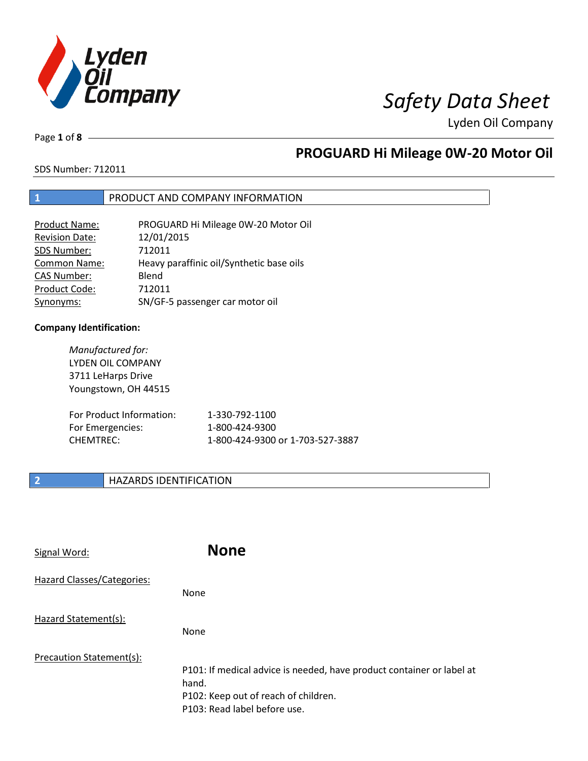# Safety Data Sheet

Lyden Oil Company

## PROGUARD Hi Mileage 0W-20 Motor Oil

SDS Number: 712011

## 1 PRODUCT AND COMPANY INFORMATION

| | |
|---|---|
| Product Name: | PROGUARD Hi Mileage 0W-20 Motor Oil |
| Revision Date: | 12/01/2015 |
| SDS Number: | 712011 |
| Common Name: | Heavy paraffinic oil/Synthetic base oils |
| CAS Number: | Blend |
| Product Code: | 712011 |
| Synonyms: | SN/GF-5 passenger car motor oil |

**Company Identification:**

*Manufactured for:*
LYDEN OIL COMPANY
3711 LeHarps Drive
Youngstown, OH 44515

| | |
|---|---|
| For Product Information: | 1-330-792-1100 |
| For Emergencies: | 1-800-424-9300 |
| CHEMTREC: | 1-800-424-9300 or 1-703-527-3887 |

## 2 HAZARDS IDENTIFICATION

Signal Word: **None**

Hazard Classes/Categories:

None

Hazard Statement(s):

None

Precaution Statement(s):

P101: If medical advice is needed, have product container or label at hand.
P102: Keep out of reach of children.
P103: Read label before use.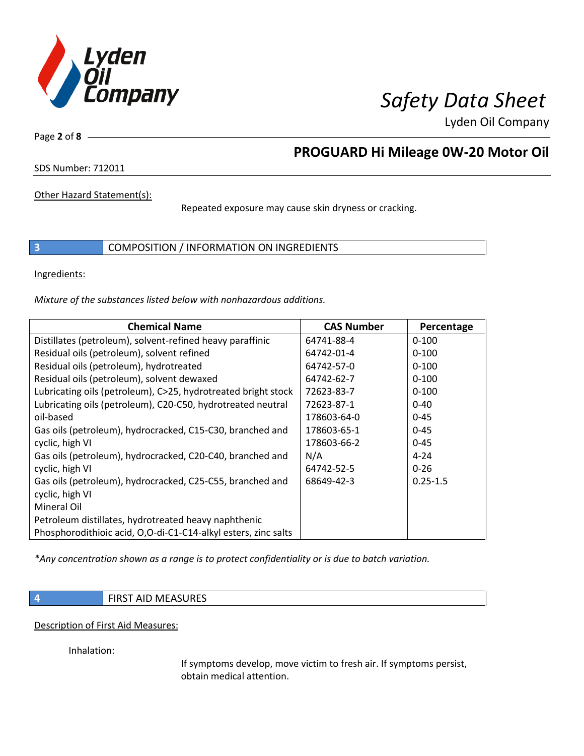Other Hazard Statement(s):

Repeated exposure may cause skin dryness or cracking.

## 3 COMPOSITION / INFORMATION ON INGREDIENTS

Ingredients:

*Mixture of the substances listed below with nonhazardous additions.*

| Chemical Name | CAS Number | Percentage |
|---|---|---|
| Distillates (petroleum), solvent-refined heavy paraffinic | 64741-88-4 | 0-100 |
| Residual oils (petroleum), solvent refined | 64742-01-4 | 0-100 |
| Residual oils (petroleum), hydrotreated | 64742-57-0 | 0-100 |
| Residual oils (petroleum), solvent dewaxed | 64742-62-7 | 0-100 |
| Lubricating oils (petroleum), C>25, hydrotreated bright stock | 72623-83-7 | 0-100 |
| Lubricating oils (petroleum), C20-C50, hydrotreated neutral oil-based | 72623-87-1 | 0-40 |
| Gas oils (petroleum), hydrocracked, C15-C30, branched and cyclic, high VI | 178603-64-0 | 0-45 |
| Gas oils (petroleum), hydrocracked, C20-C40, branched and cyclic, high VI | 178603-65-1 | 0-45 |
| Gas oils (petroleum), hydrocracked, C25-C55, branched and cyclic, high VI | 178603-66-2 | 0-45 |
| Mineral Oil | N/A | 4-24 |
| Petroleum distillates, hydrotreated heavy naphthenic | 64742-52-5 | 0-26 |
| Phosphorodithioic acid, O,O-di-C1-C14-alkyl esters, zinc salts | 68649-42-3 | 0.25-1.5 |

*\*Any concentration shown as a range is to protect confidentiality or is due to batch variation.*

## 4 FIRST AID MEASURES

Description of First Aid Measures:

Inhalation:

If symptoms develop, move victim to fresh air. If symptoms persist, obtain medical attention.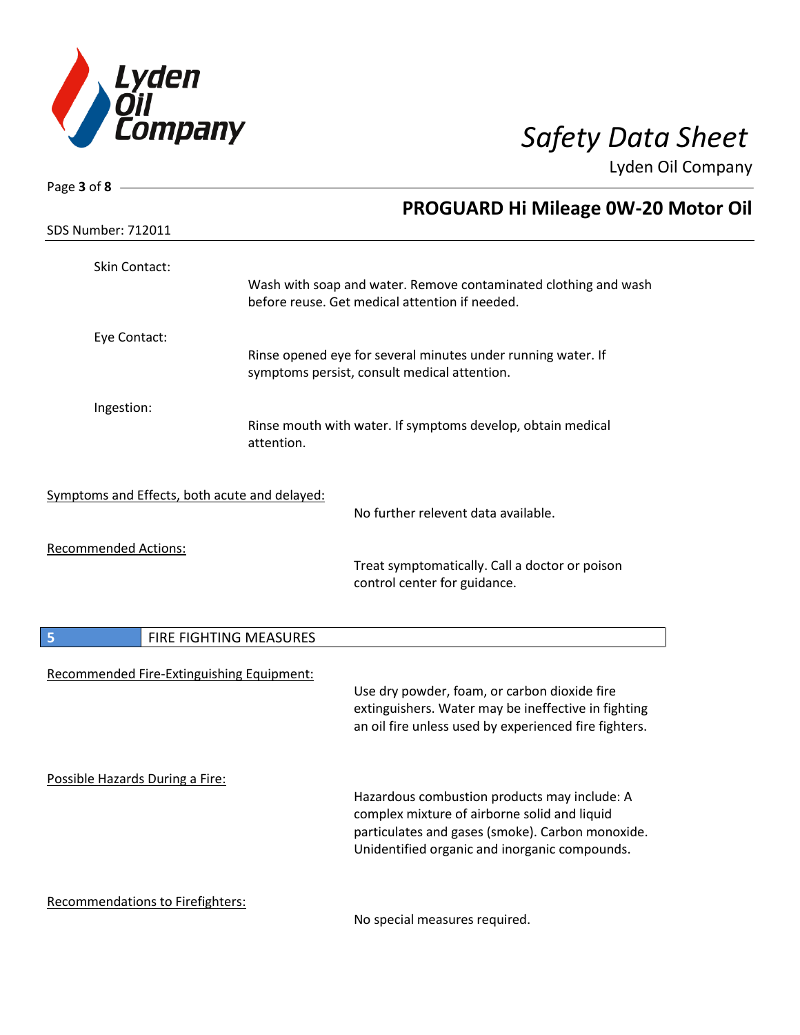Skin Contact:

Wash with soap and water. Remove contaminated clothing and wash before reuse. Get medical attention if needed.

Eye Contact:

Rinse opened eye for several minutes under running water. If symptoms persist, consult medical attention.

Ingestion:

Rinse mouth with water. If symptoms develop, obtain medical attention.

Symptoms and Effects, both acute and delayed:

No further relevent data available.

Recommended Actions:

Treat symptomatically. Call a doctor or poison control center for guidance.

## 5 FIRE FIGHTING MEASURES

Recommended Fire-Extinguishing Equipment:

Use dry powder, foam, or carbon dioxide fire extinguishers. Water may be ineffective in fighting an oil fire unless used by experienced fire fighters.

Possible Hazards During a Fire:

Hazardous combustion products may include: A complex mixture of airborne solid and liquid particulates and gases (smoke). Carbon monoxide. Unidentified organic and inorganic compounds.

Recommendations to Firefighters:

No special measures required.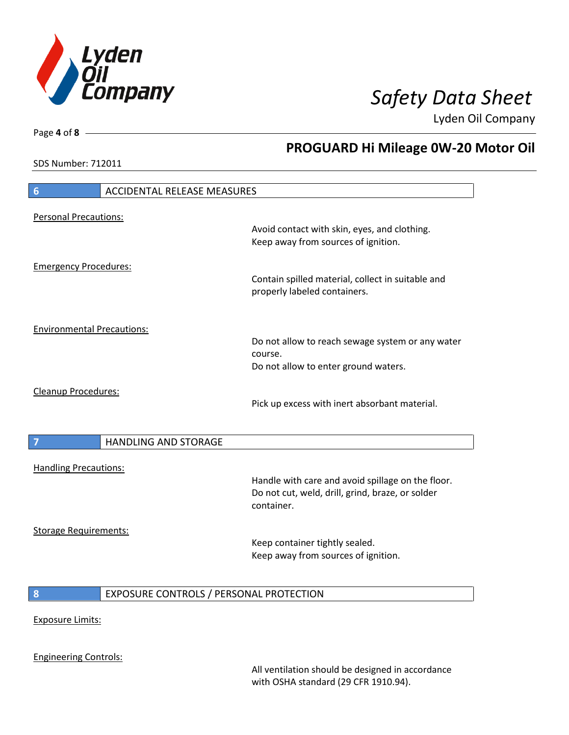## 6 ACCIDENTAL RELEASE MEASURES

Personal Precautions:

Avoid contact with skin, eyes, and clothing.
Keep away from sources of ignition.

Emergency Procedures:

Contain spilled material, collect in suitable and properly labeled containers.

Environmental Precautions:

Do not allow to reach sewage system or any water course.
Do not allow to enter ground waters.

Cleanup Procedures:

Pick up excess with inert absorbant material.

## 7 HANDLING AND STORAGE

Handling Precautions:

Handle with care and avoid spillage on the floor.
Do not cut, weld, drill, grind, braze, or solder container.

Storage Requirements:

Keep container tightly sealed.
Keep away from sources of ignition.

## 8 EXPOSURE CONTROLS / PERSONAL PROTECTION

Exposure Limits:

Engineering Controls:

All ventilation should be designed in accordance with OSHA standard (29 CFR 1910.94).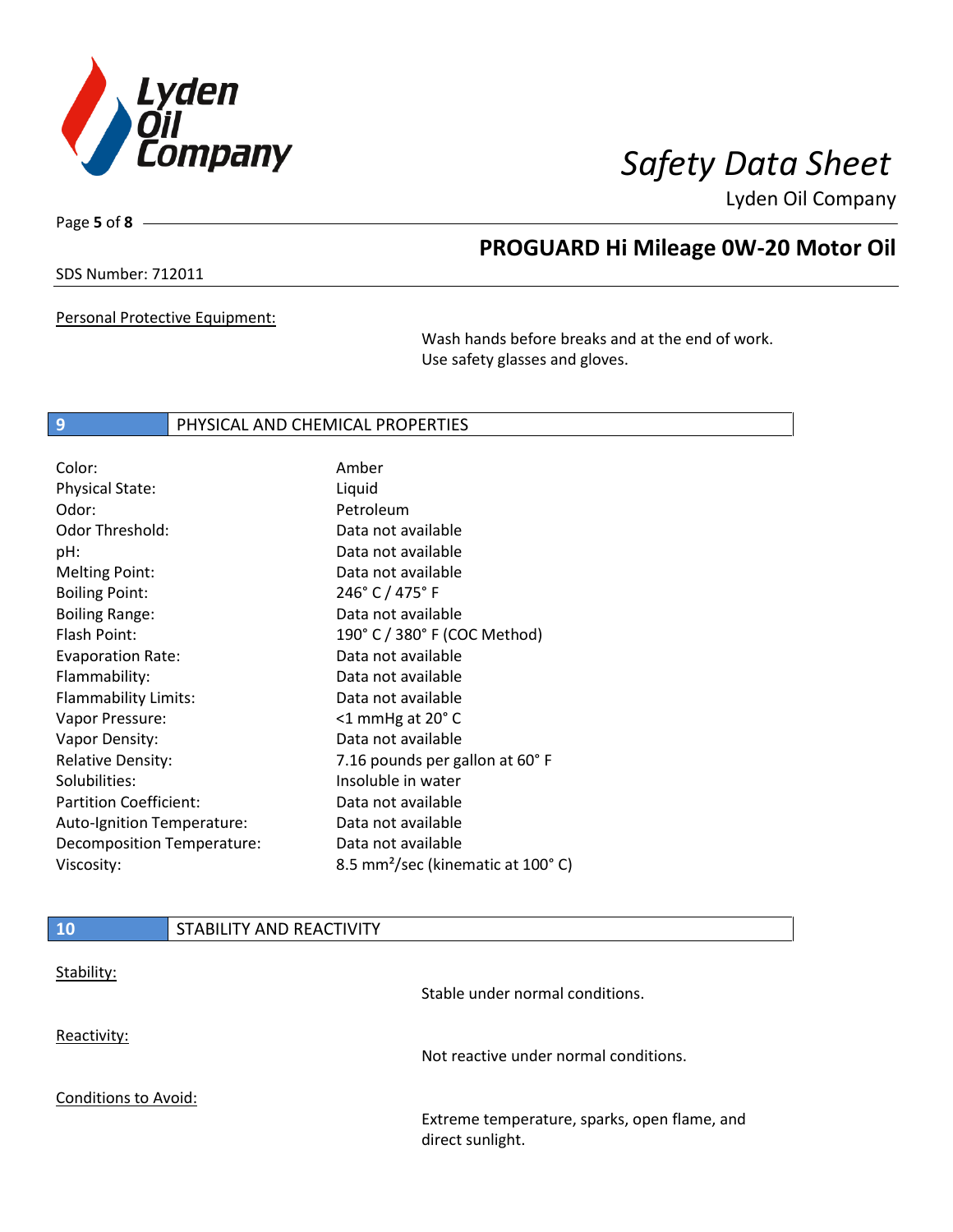Personal Protective Equipment:

Wash hands before breaks and at the end of work. Use safety glasses and gloves.

## 9 PHYSICAL AND CHEMICAL PROPERTIES

| | |
|---|---|
| Color: | Amber |
| Physical State: | Liquid |
| Odor: | Petroleum |
| Odor Threshold: | Data not available |
| pH: | Data not available |
| Melting Point: | Data not available |
| Boiling Point: | 246° C / 475° F |
| Boiling Range: | Data not available |
| Flash Point: | 190° C / 380° F (COC Method) |
| Evaporation Rate: | Data not available |
| Flammability: | Data not available |
| Flammability Limits: | Data not available |
| Vapor Pressure: | <1 mmHg at 20° C |
| Vapor Density: | Data not available |
| Relative Density: | 7.16 pounds per gallon at 60° F |
| Solubilities: | Insoluble in water |
| Partition Coefficient: | Data not available |
| Auto-Ignition Temperature: | Data not available |
| Decomposition Temperature: | Data not available |
| Viscosity: | 8.5 $mm^2$/sec (kinematic at 100° C) |

## 10 STABILITY AND REACTIVITY

Stability:

Stable under normal conditions.

Reactivity:

Not reactive under normal conditions.

Conditions to Avoid:

Extreme temperature, sparks, open flame, and direct sunlight.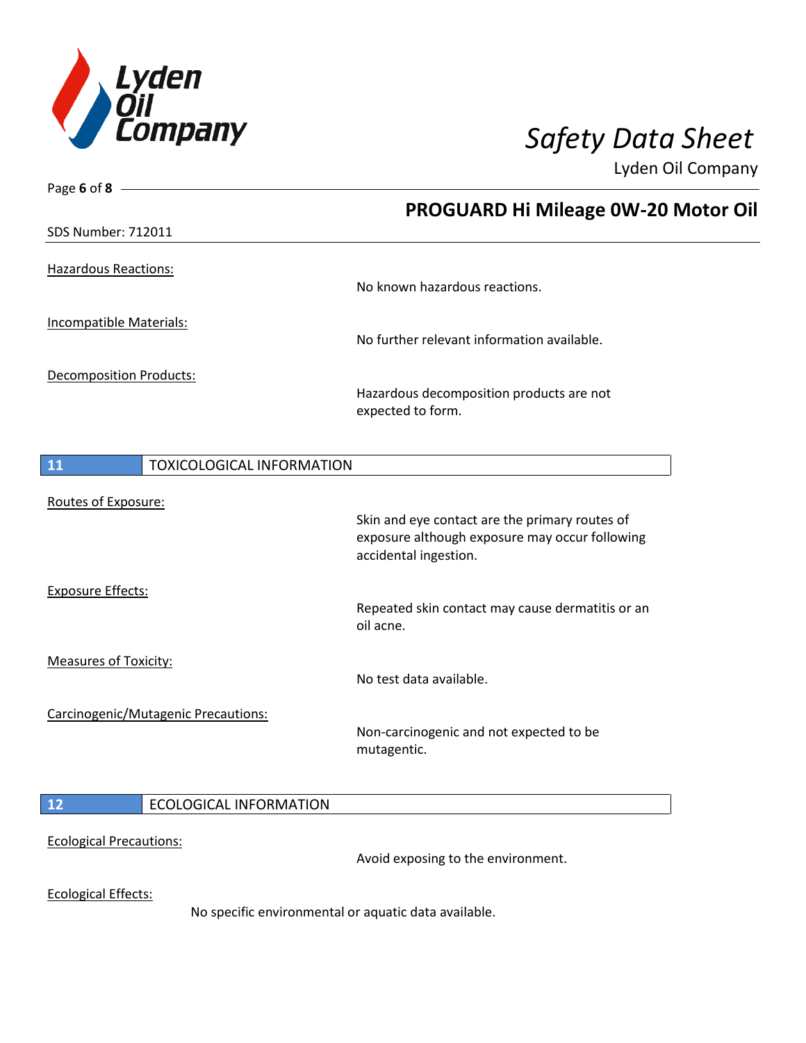Hazardous Reactions:

No known hazardous reactions.

Incompatible Materials:

No further relevant information available.

Decomposition Products:

Hazardous decomposition products are not expected to form.

## 11 TOXICOLOGICAL INFORMATION

Routes of Exposure:

Skin and eye contact are the primary routes of exposure although exposure may occur following accidental ingestion.

Exposure Effects:

Repeated skin contact may cause dermatitis or an oil acne.

Measures of Toxicity:

No test data available.

Carcinogenic/Mutagenic Precautions:

Non-carcinogenic and not expected to be mutagentic.

## 12 ECOLOGICAL INFORMATION

Ecological Precautions:

Avoid exposing to the environment.

Ecological Effects:

No specific environmental or aquatic data available.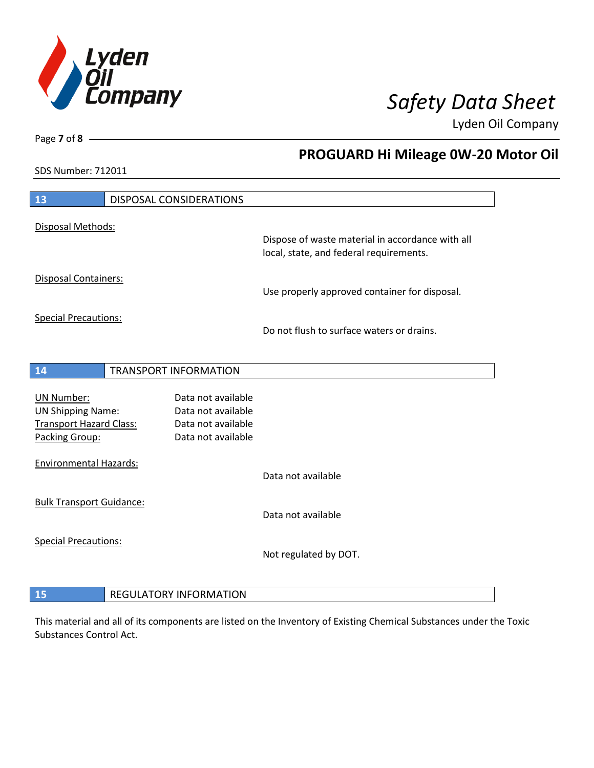## 13 DISPOSAL CONSIDERATIONS

Disposal Methods:

Dispose of waste material in accordance with all local, state, and federal requirements.

Disposal Containers:

Use properly approved container for disposal.

Special Precautions:

Do not flush to surface waters or drains.

## 14 TRANSPORT INFORMATION

| | |
|---|---|
| UN Number: | Data not available |
| UN Shipping Name: | Data not available |
| Transport Hazard Class: | Data not available |
| Packing Group: | Data not available |

Environmental Hazards:

Data not available

Bulk Transport Guidance:

Data not available

Special Precautions:

Not regulated by DOT.

## 15 REGULATORY INFORMATION

This material and all of its components are listed on the Inventory of Existing Chemical Substances under the Toxic Substances Control Act.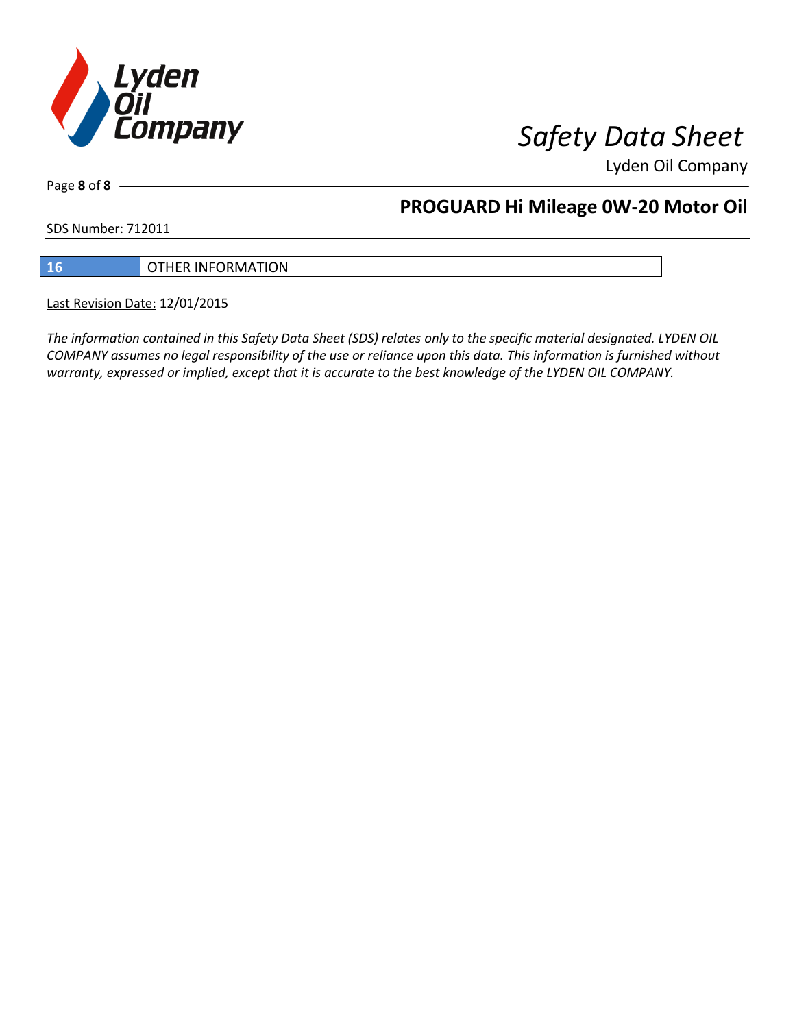## 16 OTHER INFORMATION

Last Revision Date: 12/01/2015

*The information contained in this Safety Data Sheet (SDS) relates only to the specific material designated. LYDEN OIL COMPANY assumes no legal responsibility of the use or reliance upon this data. This information is furnished without warranty, expressed or implied, except that it is accurate to the best knowledge of the LYDEN OIL COMPANY.*